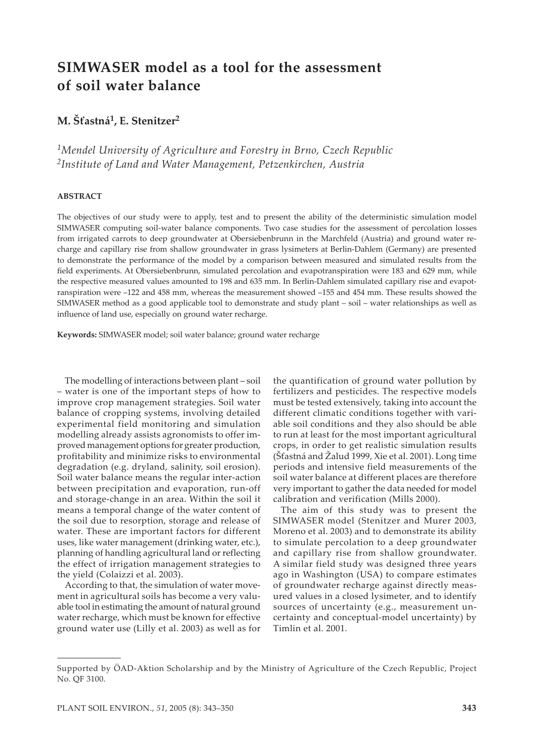# SIMWASER model as a tool for the assessment of soil water balance

## M. Šťastná[1], E. Stenitzer[2]

*[1]Mendel University of Agriculture and Forestry in Brno, Czech Republic*
*[2]Institute of Land and Water Management, Petzenkirchen, Austria*

### ABSTRACT

The objectives of our study were to apply, test and to present the ability of the deterministic simulation model SIMWASER computing soil-water balance components. Two case studies for the assessment of percolation losses from irrigated carrots to deep groundwater at Obersiebenbrunn in the Marchfeld (Austria) and ground water recharge and capillary rise from shallow groundwater in grass lysimeters at Berlin-Dahlem (Germany) are presented to demonstrate the performance of the model by a comparison between measured and simulated results from the field experiments. At Obersiebenbrunn, simulated percolation and evapotranspiration were 183 and 629 mm, while the respective measured values amounted to 198 and 635 mm. In Berlin-Dahlem simulated capillary rise and evapotranspiration were –122 and 458 mm, whereas the measurement showed –155 and 454 mm. These results showed the SIMWASER method as a good applicable tool to demonstrate and study plant – soil – water relationships as well as influence of land use, especially on ground water recharge.

**Keywords:** SIMWASER model; soil water balance; ground water recharge

The modelling of interactions between plant – soil – water is one of the important steps of how to improve crop management strategies. Soil water balance of cropping systems, involving detailed experimental field monitoring and simulation modelling already assists agronomists to offer improved management options for greater production, profitability and minimize risks to environmental degradation (e.g. dryland, salinity, soil erosion). Soil water balance means the regular inter-action between precipitation and evaporation, run-off and storage-change in an area. Within the soil it means a temporal change of the water content of the soil due to resorption, storage and release of water. These are important factors for different uses, like water management (drinking water, etc.), planning of handling agricultural land or reflecting the effect of irrigation management strategies to the yield (Colaizzi et al. 2003).

According to that, the simulation of water movement in agricultural soils has become a very valuable tool in estimating the amount of natural ground water recharge, which must be known for effective ground water use (Lilly et al. 2003) as well as for the quantification of ground water pollution by fertilizers and pesticides. The respective models must be tested extensively, taking into account the different climatic conditions together with variable soil conditions and they also should be able to run at least for the most important agricultural crops, in order to get realistic simulation results (Šťastná and Žalud 1999, Xie et al. 2001). Long time periods and intensive field measurements of the soil water balance at different places are therefore very important to gather the data needed for model calibration and verification (Mills 2000).

The aim of this study was to present the SIMWASER model (Stenitzer and Murer 2003, Moreno et al. 2003) and to demonstrate its ability to simulate percolation to a deep groundwater and capillary rise from shallow groundwater. A similar field study was designed three years ago in Washington (USA) to compare estimates of groundwater recharge against directly measured values in a closed lysimeter, and to identify sources of uncertainty (e.g., measurement uncertainty and conceptual-model uncertainty) by Timlin et al. 2001.

Supported by ÖAD-Aktion Scholarship and by the Ministry of Agriculture of the Czech Republic, Project No. QF 3100.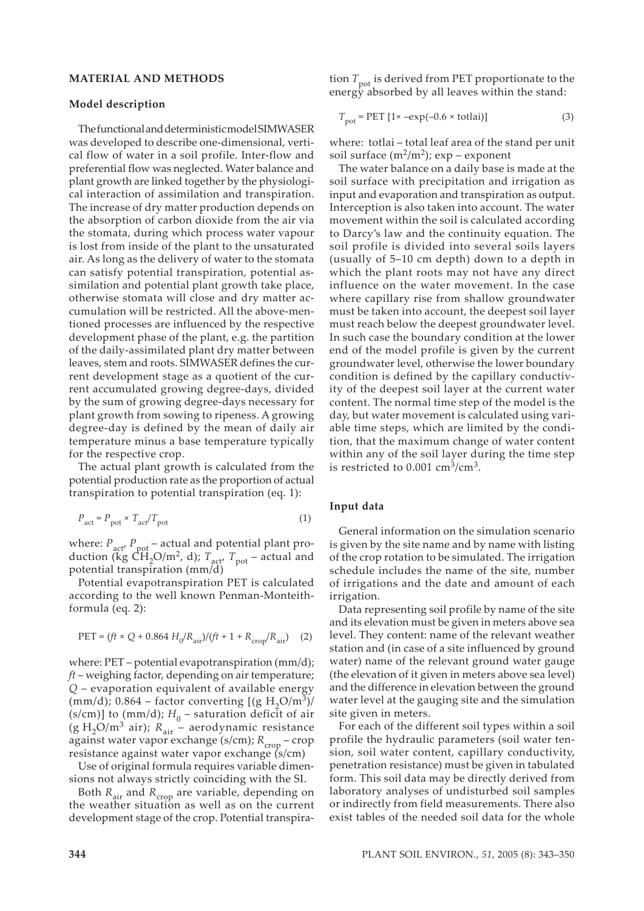## MATERIAL AND METHODS

### Model description

The functional and deterministic model SIMWASER was developed to describe one-dimensional, vertical flow of water in a soil profile. Inter-flow and preferential flow was neglected. Water balance and plant growth are linked together by the physiological interaction of assimilation and transpiration. The increase of dry matter production depends on the absorption of carbon dioxide from the air via the stomata, during which process water vapour is lost from inside of the plant to the unsaturated air. As long as the delivery of water to the stomata can satisfy potential transpiration, potential assimilation and potential plant growth take place, otherwise stomata will close and dry matter accumulation will be restricted. All the above-mentioned processes are influenced by the respective development phase of the plant, e.g. the partition of the daily-assimilated plant dry matter between leaves, stem and roots. SIMWASER defines the current development stage as a quotient of the current accumulated growing degree-days, divided by the sum of growing degree-days necessary for plant growth from sowing to ripeness. A growing degree-day is defined by the mean of daily air temperature minus a base temperature typically for the respective crop.

The actual plant growth is calculated from the potential production rate as the proportion of actual transpiration to potential transpiration (eq. 1):

$$P_{act} = P_{pot} \times T_{act}/T_{pot} \quad (1)$$

where: $P_{act}$, $P_{pot}$ – actual and potential plant production (kg $CH_2O/m^2$, d); $T_{act}$, $T_{pot}$ – actual and potential transpiration (mm/d)

Potential evapotranspiration PET is calculated according to the well known Penman-Monteith-formula (eq. 2):

$$\text{PET} = (ft \times Q + 0.864\, H_0/R_{air})/(ft + 1 + R_{crop}/R_{air}) \quad (2)$$

where: PET – potential evapotranspiration (mm/d); *ft* – weighing factor, depending on air temperature; *Q* – evaporation equivalent of available energy (mm/d); 0.864 – factor converting [(g $H_2O/m^3$)/(s/cm)] to (mm/d); $H_0$ – saturation deficit of air (g $H_2O/m^3$ air); $R_{air}$ – aerodynamic resistance against water vapor exchange (s/cm); $R_{crop}$ – crop resistance against water vapor exchange (s/cm)

Use of original formula requires variable dimensions not always strictly coinciding with the SI.

Both $R_{air}$ and $R_{crop}$ are variable, depending on the weather situation as well as on the current development stage of the crop. Potential transpiration $T_{pot}$ is derived from PET proportionate to the energy absorbed by all leaves within the stand:

$$T_{pot} = \text{PET}\ [1\times -\exp(-0.6 \times \text{totlai})] \quad (3)$$

where: totlai – total leaf area of the stand per unit soil surface ($m^2/m^2$); exp – exponent

The water balance on a daily base is made at the soil surface with precipitation and irrigation as input and evaporation and transpiration as output. Interception is also taken into account. The water movement within the soil is calculated according to Darcy's law and the continuity equation. The soil profile is divided into several soils layers (usually of 5–10 cm depth) down to a depth in which the plant roots may not have any direct influence on the water movement. In the case where capillary rise from shallow groundwater must be taken into account, the deepest soil layer must reach below the deepest groundwater level. In such case the boundary condition at the lower end of the model profile is given by the current groundwater level, otherwise the lower boundary condition is defined by the capillary conductivity of the deepest soil layer at the current water content. The normal time step of the model is the day, but water movement is calculated using variable time steps, which are limited by the condition, that the maximum change of water content within any of the soil layer during the time step is restricted to 0.001 $cm^3/cm^3$.

### Input data

General information on the simulation scenario is given by the site name and by name with listing of the crop rotation to be simulated. The irrigation schedule includes the name of the site, number of irrigations and the date and amount of each irrigation.

Data representing soil profile by name of the site and its elevation must be given in meters above sea level. They content: name of the relevant weather station and (in case of a site influenced by ground water) name of the relevant ground water gauge (the elevation of it given in meters above sea level) and the difference in elevation between the ground water level at the gauging site and the simulation site given in meters.

For each of the different soil types within a soil profile the hydraulic parameters (soil water tension, soil water content, capillary conductivity, penetration resistance) must be given in tabulated form. This soil data may be directly derived from laboratory analyses of undisturbed soil samples or indirectly from field measurements. There also exist tables of the needed soil data for the whole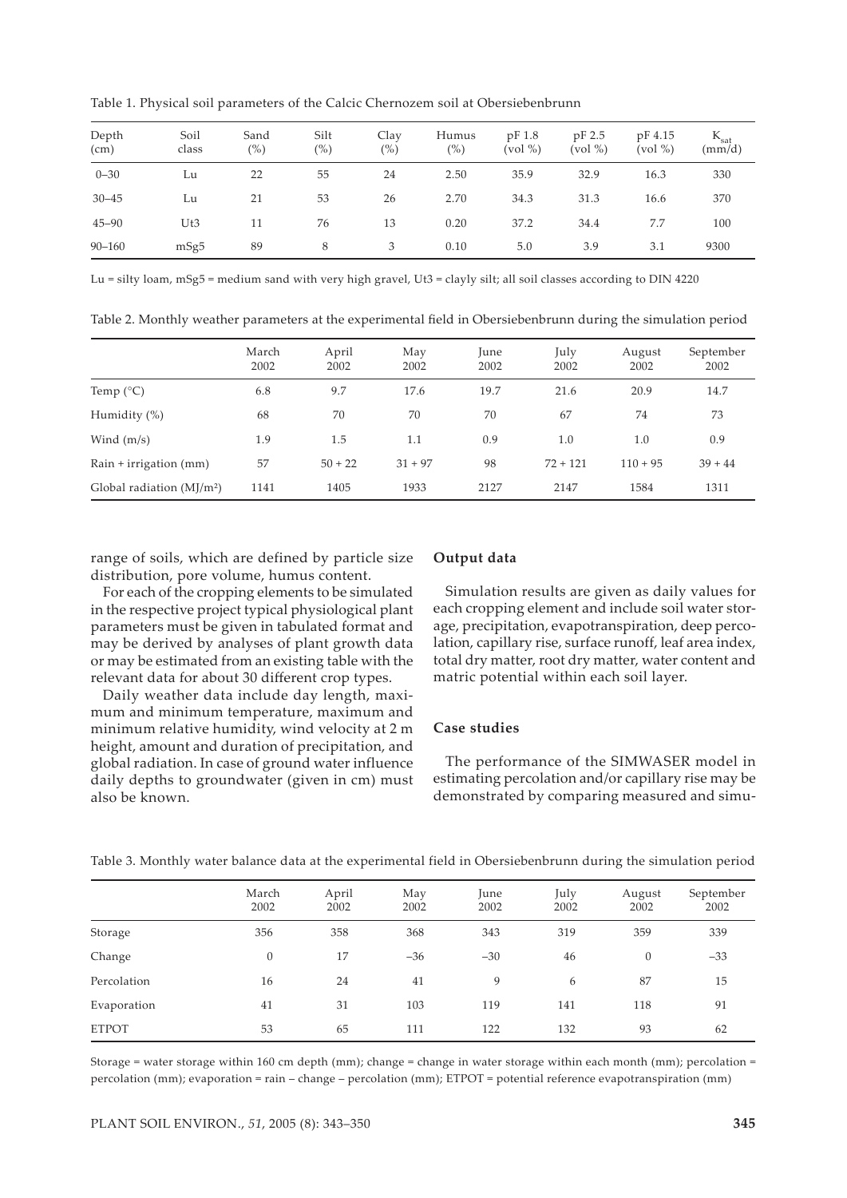Table 1. Physical soil parameters of the Calcic Chernozem soil at Obersiebenbrunn

| Depth (cm) | Soil class | Sand (%) | Silt (%) | Clay (%) | Humus (%) | pF 1.8 (vol %) | pF 2.5 (vol %) | pF 4.15 (vol %) | $K_{sat}$ (mm/d) |
|---|---|---|---|---|---|---|---|---|---|
| 0–30 | Lu | 22 | 55 | 24 | 2.50 | 35.9 | 32.9 | 16.3 | 330 |
| 30–45 | Lu | 21 | 53 | 26 | 2.70 | 34.3 | 31.3 | 16.6 | 370 |
| 45–90 | Ut3 | 11 | 76 | 13 | 0.20 | 37.2 | 34.4 | 7.7 | 100 |
| 90–160 | mSg5 | 89 | 8 | 3 | 0.10 | 5.0 | 3.9 | 3.1 | 9300 |

Lu = silty loam, mSg5 = medium sand with very high gravel, Ut3 = clayly silt; all soil classes according to DIN 4220

Table 2. Monthly weather parameters at the experimental field in Obersiebenbrunn during the simulation period

| | March 2002 | April 2002 | May 2002 | June 2002 | July 2002 | August 2002 | September 2002 |
|---|---|---|---|---|---|---|---|
| Temp (°C) | 6.8 | 9.7 | 17.6 | 19.7 | 21.6 | 20.9 | 14.7 |
| Humidity (%) | 68 | 70 | 70 | 70 | 67 | 74 | 73 |
| Wind (m/s) | 1.9 | 1.5 | 1.1 | 0.9 | 1.0 | 1.0 | 0.9 |
| Rain + irrigation (mm) | 57 | 50 + 22 | 31 + 97 | 98 | 72 + 121 | 110 + 95 | 39 + 44 |
| Global radiation (MJ/m$^2$) | 1141 | 1405 | 1933 | 2127 | 2147 | 1584 | 1311 |

range of soils, which are defined by particle size distribution, pore volume, humus content.

For each of the cropping elements to be simulated in the respective project typical physiological plant parameters must be given in tabulated format and may be derived by analyses of plant growth data or may be estimated from an existing table with the relevant data for about 30 different crop types.

Daily weather data include day length, maximum and minimum temperature, maximum and minimum relative humidity, wind velocity at 2 m height, amount and duration of precipitation, and global radiation. In case of ground water influence daily depths to groundwater (given in cm) must also be known.

### Output data

Simulation results are given as daily values for each cropping element and include soil water storage, precipitation, evapotranspiration, deep percolation, capillary rise, surface runoff, leaf area index, total dry matter, root dry matter, water content and matric potential within each soil layer.

### Case studies

The performance of the SIMWASER model in estimating percolation and/or capillary rise may be demonstrated by comparing measured and simu-

Table 3. Monthly water balance data at the experimental field in Obersiebenbrunn during the simulation period

| | March 2002 | April 2002 | May 2002 | June 2002 | July 2002 | August 2002 | September 2002 |
|---|---|---|---|---|---|---|---|
| Storage | 356 | 358 | 368 | 343 | 319 | 359 | 339 |
| Change | 0 | 17 | −36 | −30 | 46 | 0 | −33 |
| Percolation | 16 | 24 | 41 | 9 | 6 | 87 | 15 |
| Evaporation | 41 | 31 | 103 | 119 | 141 | 118 | 91 |
| ETPOT | 53 | 65 | 111 | 122 | 132 | 93 | 62 |

Storage = water storage within 160 cm depth (mm); change = change in water storage within each month (mm); percolation = percolation (mm); evaporation = rain – change – percolation (mm); ETPOT = potential reference evapotranspiration (mm)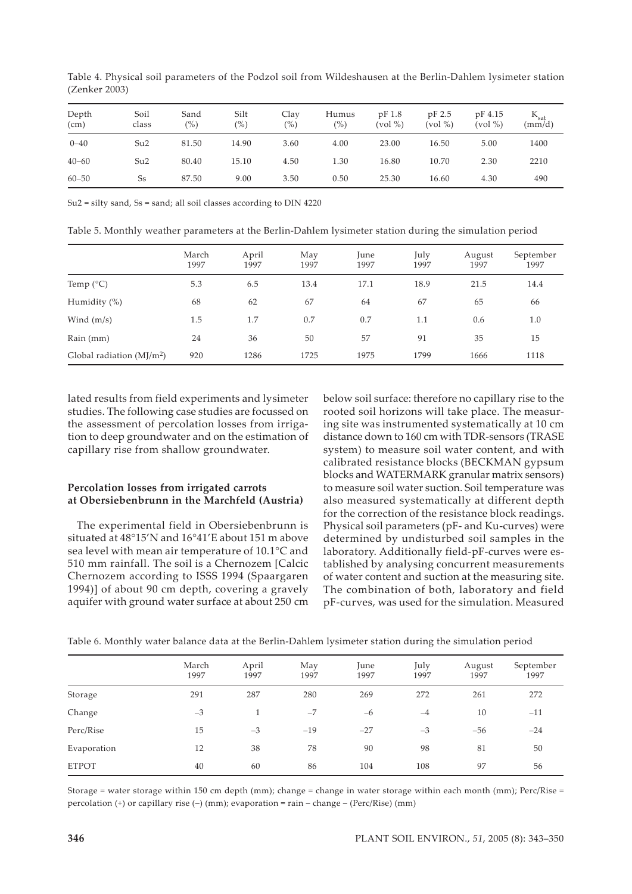Table 4. Physical soil parameters of the Podzol soil from Wildeshausen at the Berlin-Dahlem lysimeter station (Zenker 2003)

| Depth (cm) | Soil class | Sand (%) | Silt (%) | Clay (%) | Humus (%) | pF 1.8 (vol %) | pF 2.5 (vol %) | pF 4.15 (vol %) | $K_{sat}$ (mm/d) |
|---|---|---|---|---|---|---|---|---|---|
| 0–40 | Su2 | 81.50 | 14.90 | 3.60 | 4.00 | 23.00 | 16.50 | 5.00 | 1400 |
| 40–60 | Su2 | 80.40 | 15.10 | 4.50 | 1.30 | 16.80 | 10.70 | 2.30 | 2210 |
| 60–50 | Ss | 87.50 | 9.00 | 3.50 | 0.50 | 25.30 | 16.60 | 4.30 | 490 |

Su2 = silty sand, Ss = sand; all soil classes according to DIN 4220

Table 5. Monthly weather parameters at the Berlin-Dahlem lysimeter station during the simulation period

| | March 1997 | April 1997 | May 1997 | June 1997 | July 1997 | August 1997 | September 1997 |
|---|---|---|---|---|---|---|---|
| Temp (°C) | 5.3 | 6.5 | 13.4 | 17.1 | 18.9 | 21.5 | 14.4 |
| Humidity (%) | 68 | 62 | 67 | 64 | 67 | 65 | 66 |
| Wind (m/s) | 1.5 | 1.7 | 0.7 | 0.7 | 1.1 | 0.6 | 1.0 |
| Rain (mm) | 24 | 36 | 50 | 57 | 91 | 35 | 15 |
| Global radiation ($MJ/m^2$) | 920 | 1286 | 1725 | 1975 | 1799 | 1666 | 1118 |

lated results from field experiments and lysimeter studies. The following case studies are focussed on the assessment of percolation losses from irrigation to deep groundwater and on the estimation of capillary rise from shallow groundwater.

**Percolation losses from irrigated carrots at Obersiebenbrunn in the Marchfeld (Austria)**

The experimental field in Obersiebenbrunn is situated at 48°15'N and 16°41'E about 151 m above sea level with mean air temperature of 10.1°C and 510 mm rainfall. The soil is a Chernozem [Calcic Chernozem according to ISSS 1994 (Spaargaren 1994)] of about 90 cm depth, covering a gravely aquifer with ground water surface at about 250 cm below soil surface: therefore no capillary rise to the rooted soil horizons will take place. The measuring site was instrumented systematically at 10 cm distance down to 160 cm with TDR-sensors (TRASE system) to measure soil water content, and with calibrated resistance blocks (BECKMAN gypsum blocks and WATERMARK granular matrix sensors) to measure soil water suction. Soil temperature was also measured systematically at different depth for the correction of the resistance block readings. Physical soil parameters (pF- and Ku-curves) were determined by undisturbed soil samples in the laboratory. Additionally field-pF-curves were established by analysing concurrent measurements of water content and suction at the measuring site. The combination of both, laboratory and field pF-curves, was used for the simulation. Measured

Table 6. Monthly water balance data at the Berlin-Dahlem lysimeter station during the simulation period

| | March 1997 | April 1997 | May 1997 | June 1997 | July 1997 | August 1997 | September 1997 |
|---|---|---|---|---|---|---|---|
| Storage | 291 | 287 | 280 | 269 | 272 | 261 | 272 |
| Change | –3 | 1 | –7 | –6 | –4 | 10 | –11 |
| Perc/Rise | 15 | –3 | –19 | –27 | –3 | –56 | –24 |
| Evaporation | 12 | 38 | 78 | 90 | 98 | 81 | 50 |
| ETPOT | 40 | 60 | 86 | 104 | 108 | 97 | 56 |

Storage = water storage within 150 cm depth (mm); change = change in water storage within each month (mm); Perc/Rise = percolation (+) or capillary rise (–) (mm); evaporation = rain – change – (Perc/Rise) (mm)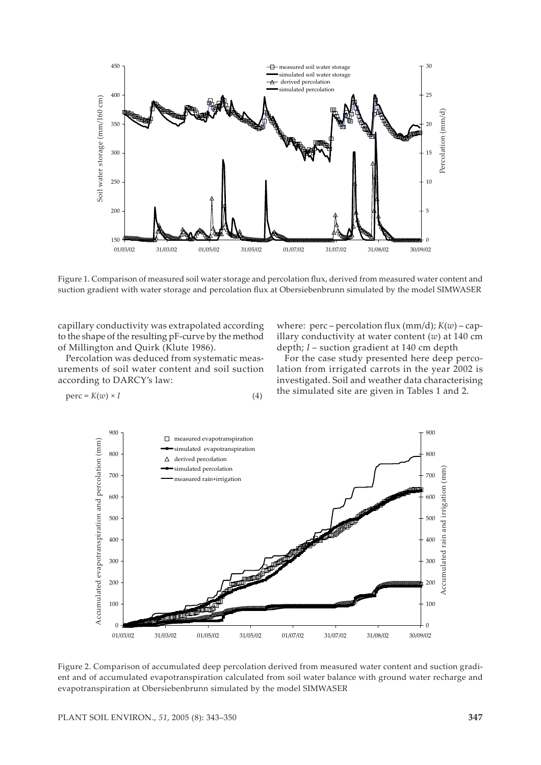Figure 1. Comparison of measured soil water storage and percolation flux, derived from measured water content and suction gradient with water storage and percolation flux at Obersiebenbrunn simulated by the model SIMWASER

capillary conductivity was extrapolated according to the shape of the resulting pF-curve by the method of Millington and Quirk (Klute 1986).

Percolation was deduced from systematic measurements of soil water content and soil suction according to DARCY's law:

$$\text{perc} = K(w) \times I \tag{4}$$

where: perc – percolation flux (mm/d); $K(w)$ – capillary conductivity at water content ($w$) at 140 cm depth; $I$ – suction gradient at 140 cm depth

For the case study presented here deep percolation from irrigated carrots in the year 2002 is investigated. Soil and weather data characterising the simulated site are given in Tables 1 and 2.

Figure 2. Comparison of accumulated deep percolation derived from measured water content and suction gradient and of accumulated evapotranspiration calculated from soil water balance with ground water recharge and evapotranspiration at Obersiebenbrunn simulated by the model SIMWASER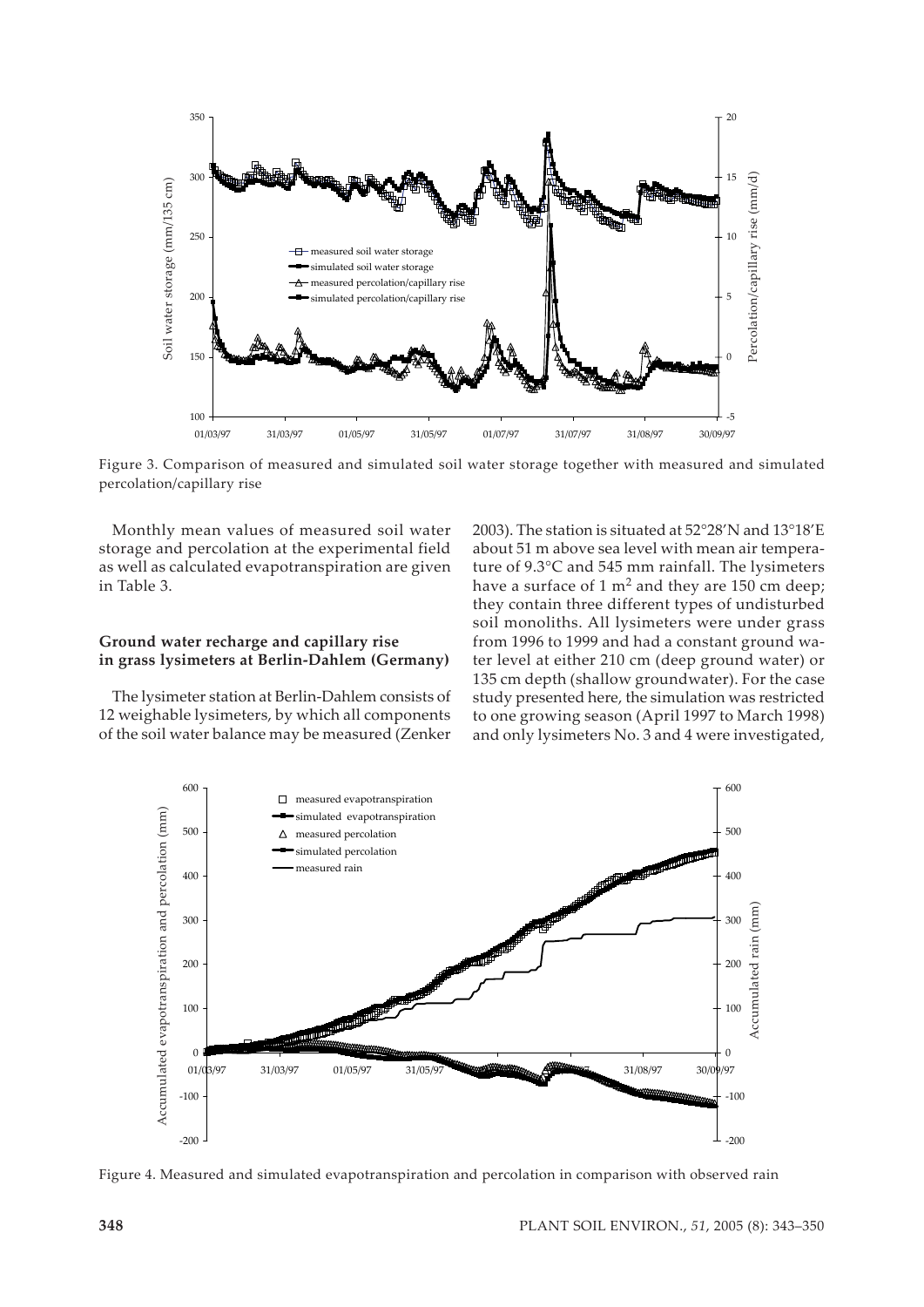Figure 3. Comparison of measured and simulated soil water storage together with measured and simulated percolation/capillary rise

Monthly mean values of measured soil water storage and percolation at the experimental field as well as calculated evapotranspiration are given in Table 3.

### Ground water recharge and capillary rise in grass lysimeters at Berlin-Dahlem (Germany)

The lysimeter station at Berlin-Dahlem consists of 12 weighable lysimeters, by which all components of the soil water balance may be measured (Zenker 2003). The station is situated at 52°28′N and 13°18′E about 51 m above sea level with mean air temperature of 9.3°C and 545 mm rainfall. The lysimeters have a surface of 1 $m^2$ and they are 150 cm deep; they contain three different types of undisturbed soil monoliths. All lysimeters were under grass from 1996 to 1999 and had a constant ground water level at either 210 cm (deep ground water) or 135 cm depth (shallow groundwater). For the case study presented here, the simulation was restricted to one growing season (April 1997 to March 1998) and only lysimeters No. 3 and 4 were investigated,

Figure 4. Measured and simulated evapotranspiration and percolation in comparison with observed rain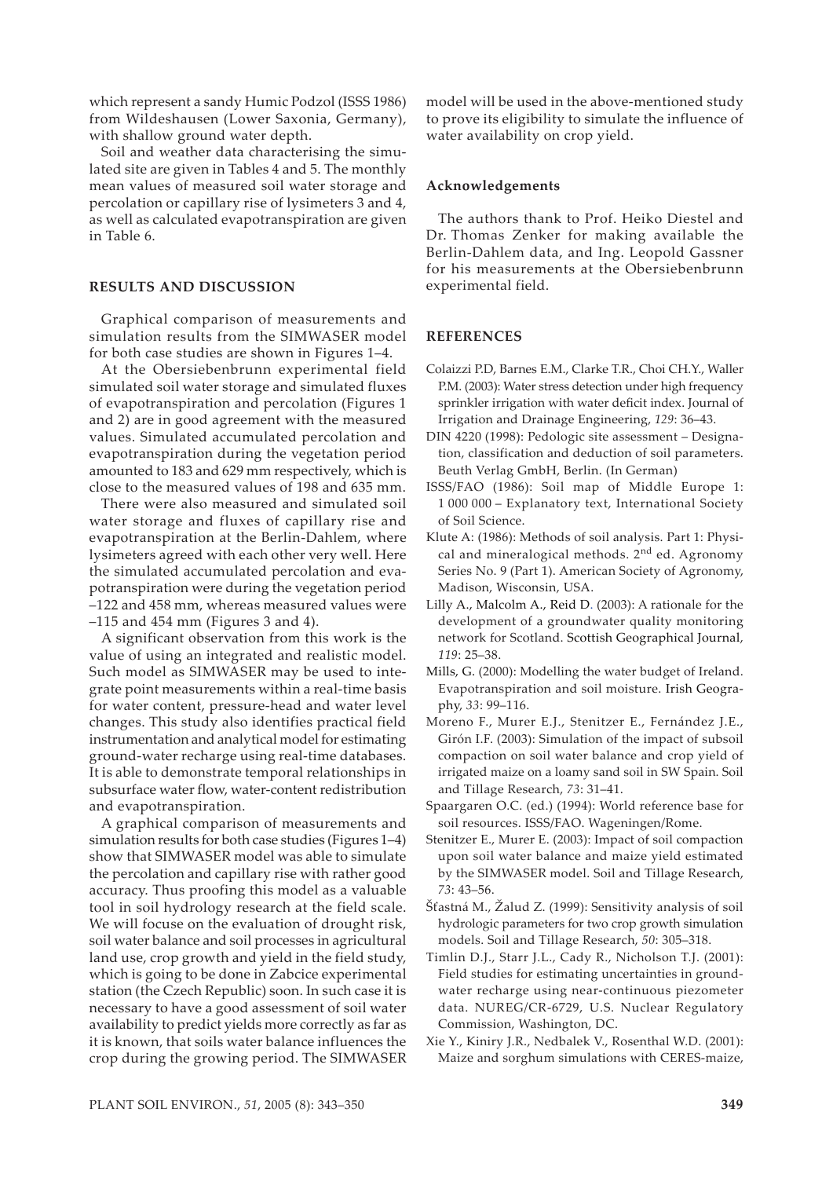which represent a sandy Humic Podzol (ISSS 1986) from Wildeshausen (Lower Saxonia, Germany), with shallow ground water depth.

Soil and weather data characterising the simulated site are given in Tables 4 and 5. The monthly mean values of measured soil water storage and percolation or capillary rise of lysimeters 3 and 4, as well as calculated evapotranspiration are given in Table 6.

## RESULTS AND DISCUSSION

Graphical comparison of measurements and simulation results from the SIMWASER model for both case studies are shown in Figures 1–4.

At the Obersiebenbrunn experimental field simulated soil water storage and simulated fluxes of evapotranspiration and percolation (Figures 1 and 2) are in good agreement with the measured values. Simulated accumulated percolation and evapotranspiration during the vegetation period amounted to 183 and 629 mm respectively, which is close to the measured values of 198 and 635 mm.

There were also measured and simulated soil water storage and fluxes of capillary rise and evapotranspiration at the Berlin-Dahlem, where lysimeters agreed with each other very well. Here the simulated accumulated percolation and evapotranspiration were during the vegetation period –122 and 458 mm, whereas measured values were –115 and 454 mm (Figures 3 and 4).

A significant observation from this work is the value of using an integrated and realistic model. Such model as SIMWASER may be used to integrate point measurements within a real-time basis for water content, pressure-head and water level changes. This study also identifies practical field instrumentation and analytical model for estimating ground-water recharge using real-time databases. It is able to demonstrate temporal relationships in subsurface water flow, water-content redistribution and evapotranspiration.

A graphical comparison of measurements and simulation results for both case studies (Figures 1–4) show that SIMWASER model was able to simulate the percolation and capillary rise with rather good accuracy. Thus proofing this model as a valuable tool in soil hydrology research at the field scale. We will focus on the evaluation of drought risk, soil water balance and soil processes in agricultural land use, crop growth and yield in the field study, which is going to be done in Zabcice experimental station (the Czech Republic) soon. In such case it is necessary to have a good assessment of soil water availability to predict yields more correctly as far as it is known, that soils water balance influences the crop during the growing period. The SIMWASER model will be used in the above-mentioned study to prove its eligibility to simulate the influence of water availability on crop yield.

### Acknowledgements

The authors thank to Prof. Heiko Diestel and Dr. Thomas Zenker for making available the Berlin-Dahlem data, and Ing. Leopold Gassner for his measurements at the Obersiebenbrunn experimental field.

## REFERENCES

Colaizzi P.D, Barnes E.M., Clarke T.R., Choi C.H.Y., Waller P.M. (2003): Water stress detection under high frequency sprinkler irrigation with water deficit index. Journal of Irrigation and Drainage Engineering, *129*: 36–43.

DIN 4220 (1998): Pedologic site assessment – Designation, classification and deduction of soil parameters. Beuth Verlag GmbH, Berlin. (In German)

ISSS/FAO (1986): Soil map of Middle Europe 1: 1 000 000 – Explanatory text, International Society of Soil Science.

Klute A: (1986): Methods of soil analysis. Part 1: Physical and mineralogical methods. 2nd ed. Agronomy Series No. 9 (Part 1). American Society of Agronomy, Madison, Wisconsin, USA.

Lilly A., Malcolm A., Reid D. (2003): A rationale for the development of a groundwater quality monitoring network for Scotland. Scottish Geographical Journal, *119*: 25–38.

Mills, G. (2000): Modelling the water budget of Ireland. Evapotranspiration and soil moisture. Irish Geography, *33*: 99–116.

Moreno F., Murer E.J., Stenitzer E., Fernández J.E., Girón I.F. (2003): Simulation of the impact of subsoil compaction on soil water balance and crop yield of irrigated maize on a loamy sand soil in SW Spain. Soil and Tillage Research, *73*: 31–41.

Spaargaren O.C. (ed.) (1994): World reference base for soil resources. ISSS/FAO. Wageningen/Rome.

Stenitzer E., Murer E. (2003): Impact of soil compaction upon soil water balance and maize yield estimated by the SIMWASER model. Soil and Tillage Research, *73*: 43–56.

Šťastná M., Žalud Z. (1999): Sensitivity analysis of soil hydrologic parameters for two crop growth simulation models. Soil and Tillage Research, *50*: 305–318.

Timlin D.J., Starr J.L., Cady R., Nicholson T.J. (2001): Field studies for estimating uncertainties in groundwater recharge using near-continuous piezometer data. NUREG/CR-6729, U.S. Nuclear Regulatory Commission, Washington, DC.

Xie Y., Kiniry J.R., Nedbalek V., Rosenthal W.D. (2001): Maize and sorghum simulations with CERES-maize,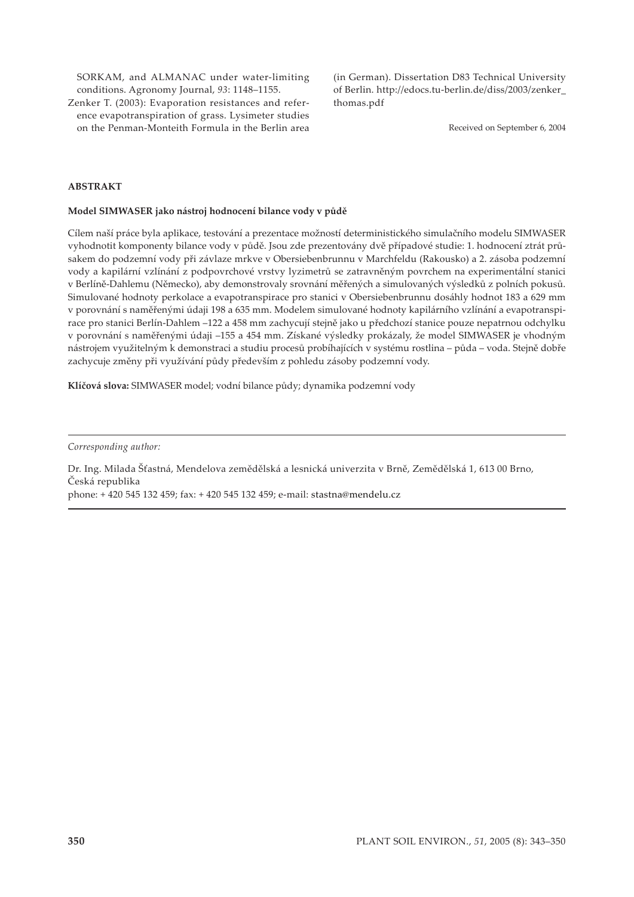SORKAM, and ALMANAC under water-limiting conditions. Agronomy Journal, *93*: 1148–1155.

Zenker T. (2003): Evaporation resistances and reference evapotranspiration of grass. Lysimeter studies on the Penman-Monteith Formula in the Berlin area (in German). Dissertation D83 Technical University of Berlin. http://edocs.tu-berlin.de/diss/2003/zenker_thomas.pdf

Received on September 6, 2004

## ABSTRAKT

### Model SIMWASER jako nástroj hodnocení bilance vody v půdě

Cílem naší práce byla aplikace, testování a prezentace možností deterministického simulačního modelu SIMWASER vyhodnotit komponenty bilance vody v půdě. Jsou zde prezentovány dvě případové studie: 1. hodnocení ztrát průsakem do podzemní vody při závlaze mrkve v Obersiebenbrunnu v Marchfeldu (Rakousko) a 2. zásoba podzemní vody a kapilární vzlínání z podpovrchové vrstvy lyzimetrů se zatravněným povrchem na experimentální stanici v Berlíně-Dahlemu (Německo), aby demonstrovaly srovnání měřených a simulovaných výsledků z polních pokusů. Simulované hodnoty perkolace a evapotranspirace pro stanici v Obersiebenbrunnu dosáhly hodnot 183 a 629 mm v porovnání s naměřenými údaji 198 a 635 mm. Modelem simulované hodnoty kapilárního vzlínání a evapotranspirace pro stanici Berlín-Dahlem –122 a 458 mm zachycují stejně jako u předchozí stanice pouze nepatrnou odchylku v porovnání s naměřenými údaji –155 a 454 mm. Získané výsledky prokázaly, že model SIMWASER je vhodným nástrojem využitelným k demonstraci a studiu procesů probíhajících v systému rostlina – půda – voda. Stejně dobře zachycuje změny při využívání půdy především z pohledu zásoby podzemní vody.

**Klíčová slova:** SIMWASER model; vodní bilance půdy; dynamika podzemní vody

---

*Corresponding author:*

Dr. Ing. Milada Šťastná, Mendelova zemědělská a lesnická univerzita v Brně, Zemědělská 1, 613 00 Brno, Česká republika
phone: + 420 545 132 459; fax: + 420 545 132 459; e-mail: stastna@mendelu.cz